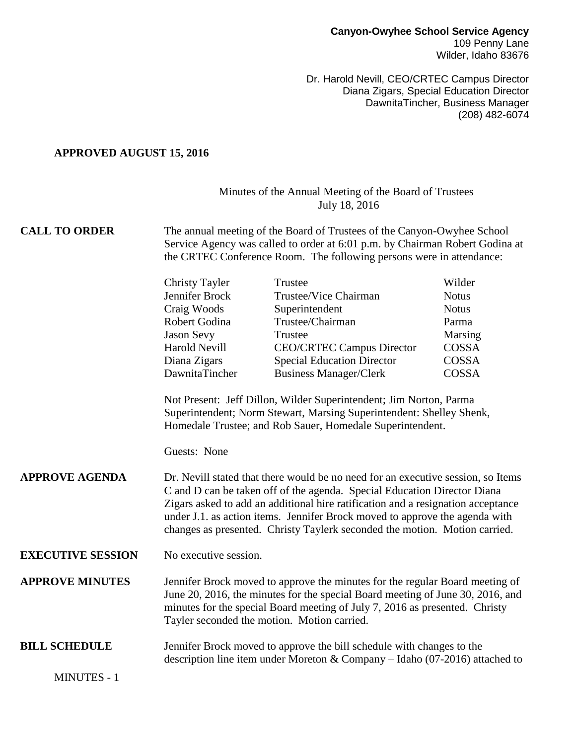**Canyon-Owyhee School Service Agency**
109 Penny Lane
Wilder, Idaho 83676

Dr. Harold Nevill, CEO/CRTEC Campus Director
Diana Zigars, Special Education Director
DawnitaTincher, Business Manager
(208) 482-6074

**APPROVED AUGUST 15, 2016**

Minutes of the Annual Meeting of the Board of Trustees
July 18, 2016

**CALL TO ORDER**

The annual meeting of the Board of Trustees of the Canyon-Owyhee School Service Agency was called to order at 6:01 p.m. by Chairman Robert Godina at the CRTEC Conference Room. The following persons were in attendance:

| | | |
|---|---|---|
| Christy Tayler | Trustee | Wilder |
| Jennifer Brock | Trustee/Vice Chairman | Notus |
| Craig Woods | Superintendent | Notus |
| Robert Godina | Trustee/Chairman | Parma |
| Jason Sevy | Trustee | Marsing |
| Harold Nevill | CEO/CRTEC Campus Director | COSSA |
| Diana Zigars | Special Education Director | COSSA |
| DawnitaTincher | Business Manager/Clerk | COSSA |

Not Present: Jeff Dillon, Wilder Superintendent; Jim Norton, Parma Superintendent; Norm Stewart, Marsing Superintendent: Shelley Shenk, Homedale Trustee; and Rob Sauer, Homedale Superintendent.

Guests: None

**APPROVE AGENDA**

Dr. Nevill stated that there would be no need for an executive session, so Items C and D can be taken off of the agenda. Special Education Director Diana Zigars asked to add an additional hire ratification and a resignation acceptance under J.1. as action items. Jennifer Brock moved to approve the agenda with changes as presented. Christy Taylerk seconded the motion. Motion carried.

**EXECUTIVE SESSION**

No executive session.

**APPROVE MINUTES**

Jennifer Brock moved to approve the minutes for the regular Board meeting of June 20, 2016, the minutes for the special Board meeting of June 30, 2016, and minutes for the special Board meeting of July 7, 2016 as presented. Christy Tayler seconded the motion. Motion carried.

**BILL SCHEDULE**

Jennifer Brock moved to approve the bill schedule with changes to the description line item under Moreton & Company – Idaho (07-2016) attached to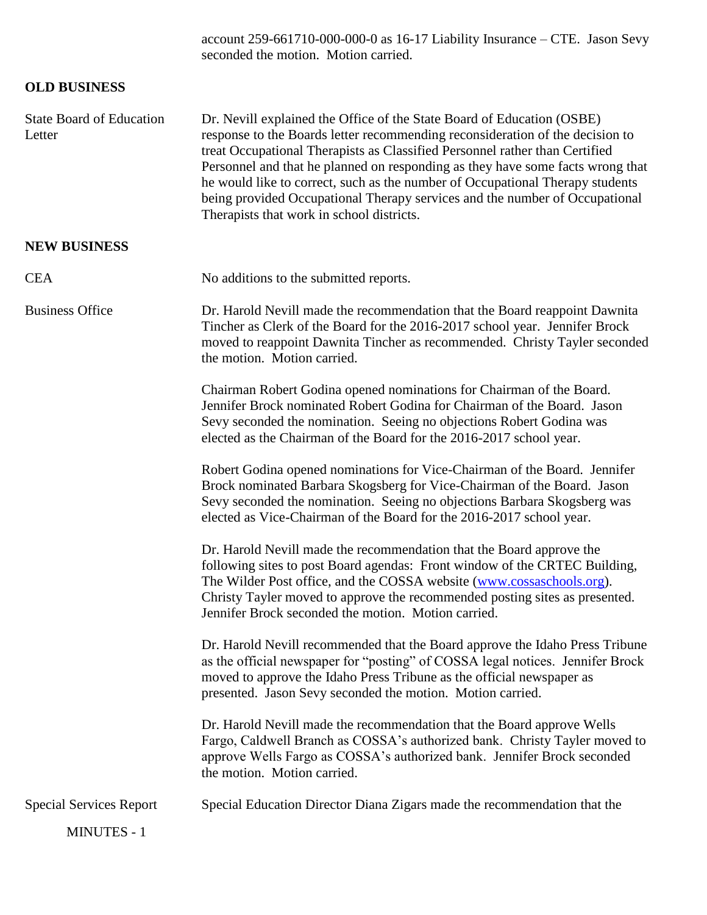account 259-661710-000-000-0 as 16-17 Liability Insurance – CTE. Jason Sevy seconded the motion. Motion carried.

**OLD BUSINESS**

State Board of Education Letter

Dr. Nevill explained the Office of the State Board of Education (OSBE) response to the Boards letter recommending reconsideration of the decision to treat Occupational Therapists as Classified Personnel rather than Certified Personnel and that he planned on responding as they have some facts wrong that he would like to correct, such as the number of Occupational Therapy students being provided Occupational Therapy services and the number of Occupational Therapists that work in school districts.

**NEW BUSINESS**

CEA

No additions to the submitted reports.

Business Office

Dr. Harold Nevill made the recommendation that the Board reappoint Dawnita Tincher as Clerk of the Board for the 2016-2017 school year. Jennifer Brock moved to reappoint Dawnita Tincher as recommended. Christy Tayler seconded the motion. Motion carried.

Chairman Robert Godina opened nominations for Chairman of the Board. Jennifer Brock nominated Robert Godina for Chairman of the Board. Jason Sevy seconded the nomination. Seeing no objections Robert Godina was elected as the Chairman of the Board for the 2016-2017 school year.

Robert Godina opened nominations for Vice-Chairman of the Board. Jennifer Brock nominated Barbara Skogsberg for Vice-Chairman of the Board. Jason Sevy seconded the nomination. Seeing no objections Barbara Skogsberg was elected as Vice-Chairman of the Board for the 2016-2017 school year.

Dr. Harold Nevill made the recommendation that the Board approve the following sites to post Board agendas: Front window of the CRTEC Building, The Wilder Post office, and the COSSA website (www.cossaschools.org). Christy Tayler moved to approve the recommended posting sites as presented. Jennifer Brock seconded the motion. Motion carried.

Dr. Harold Nevill recommended that the Board approve the Idaho Press Tribune as the official newspaper for "posting" of COSSA legal notices. Jennifer Brock moved to approve the Idaho Press Tribune as the official newspaper as presented. Jason Sevy seconded the motion. Motion carried.

Dr. Harold Nevill made the recommendation that the Board approve Wells Fargo, Caldwell Branch as COSSA's authorized bank. Christy Tayler moved to approve Wells Fargo as COSSA's authorized bank. Jennifer Brock seconded the motion. Motion carried.

Special Services Report

Special Education Director Diana Zigars made the recommendation that the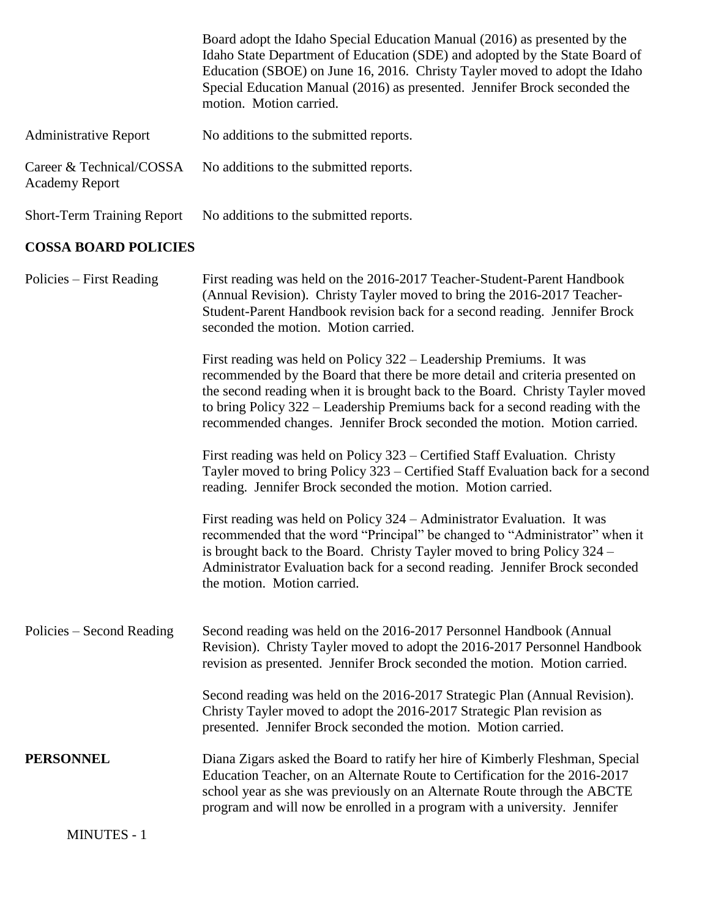Board adopt the Idaho Special Education Manual (2016) as presented by the Idaho State Department of Education (SDE) and adopted by the State Board of Education (SBOE) on June 16, 2016. Christy Tayler moved to adopt the Idaho Special Education Manual (2016) as presented. Jennifer Brock seconded the motion. Motion carried.

Administrative Report — No additions to the submitted reports.

Career & Technical/COSSA Academy Report — No additions to the submitted reports.

Short-Term Training Report — No additions to the submitted reports.

**COSSA BOARD POLICIES**

Policies – First Reading

First reading was held on the 2016-2017 Teacher-Student-Parent Handbook (Annual Revision). Christy Tayler moved to bring the 2016-2017 Teacher-Student-Parent Handbook revision back for a second reading. Jennifer Brock seconded the motion. Motion carried.

First reading was held on Policy 322 – Leadership Premiums. It was recommended by the Board that there be more detail and criteria presented on the second reading when it is brought back to the Board. Christy Tayler moved to bring Policy 322 – Leadership Premiums back for a second reading with the recommended changes. Jennifer Brock seconded the motion. Motion carried.

First reading was held on Policy 323 – Certified Staff Evaluation. Christy Tayler moved to bring Policy 323 – Certified Staff Evaluation back for a second reading. Jennifer Brock seconded the motion. Motion carried.

First reading was held on Policy 324 – Administrator Evaluation. It was recommended that the word "Principal" be changed to "Administrator" when it is brought back to the Board. Christy Tayler moved to bring Policy 324 – Administrator Evaluation back for a second reading. Jennifer Brock seconded the motion. Motion carried.

Policies – Second Reading

Second reading was held on the 2016-2017 Personnel Handbook (Annual Revision). Christy Tayler moved to adopt the 2016-2017 Personnel Handbook revision as presented. Jennifer Brock seconded the motion. Motion carried.

Second reading was held on the 2016-2017 Strategic Plan (Annual Revision). Christy Tayler moved to adopt the 2016-2017 Strategic Plan revision as presented. Jennifer Brock seconded the motion. Motion carried.

**PERSONNEL**

Diana Zigars asked the Board to ratify her hire of Kimberly Fleshman, Special Education Teacher, on an Alternate Route to Certification for the 2016-2017 school year as she was previously on an Alternate Route through the ABCTE program and will now be enrolled in a program with a university. Jennifer

MINUTES - 1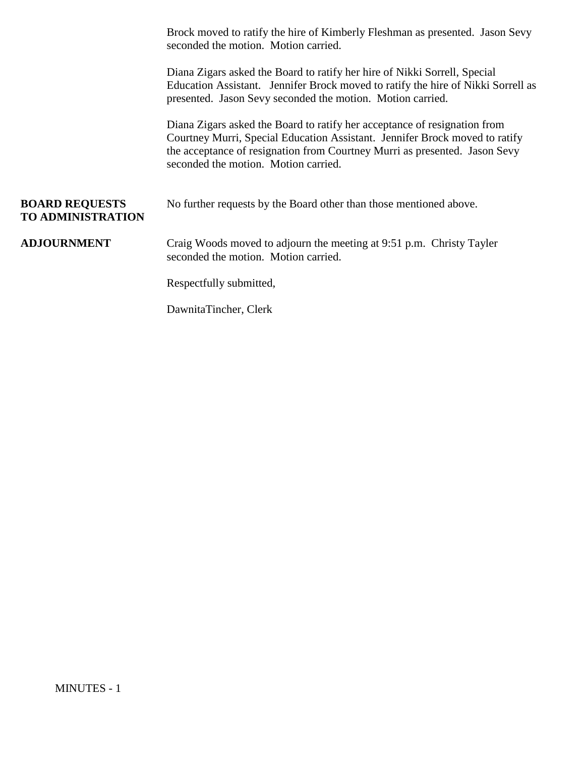Brock moved to ratify the hire of Kimberly Fleshman as presented. Jason Sevy seconded the motion. Motion carried.

Diana Zigars asked the Board to ratify her hire of Nikki Sorrell, Special Education Assistant. Jennifer Brock moved to ratify the hire of Nikki Sorrell as presented. Jason Sevy seconded the motion. Motion carried.

Diana Zigars asked the Board to ratify her acceptance of resignation from Courtney Murri, Special Education Assistant. Jennifer Brock moved to ratify the acceptance of resignation from Courtney Murri as presented. Jason Sevy seconded the motion. Motion carried.

**BOARD REQUESTS TO ADMINISTRATION**

No further requests by the Board other than those mentioned above.

**ADJOURNMENT**

Craig Woods moved to adjourn the meeting at 9:51 p.m. Christy Tayler seconded the motion. Motion carried.

Respectfully submitted,

DawnitaTincher, Clerk